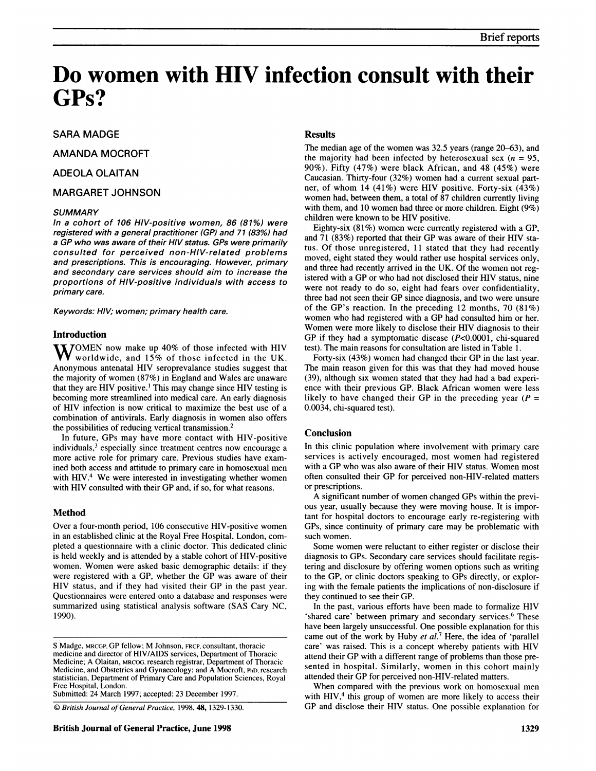# Do women with HIV infection consult with their GPs?

SARA MADGE

AMANDA MOCROFT

ADEOLA OLAITAN

MARGARET JOHNSON

### SUMMARY

*In a cohort of 106 HIV-positive women, 86 (81%) were registered with a general practitioner (GP) and 71 (83%) had a GP who was aware of their HIV status. GPs were primarily consulted for perceived non-HIV-related problems and prescriptions. This is encouraging. However, primary and secondary care services should aim to increase the proportions of HIV-positive individuals with access to primary care.*

*Keywords: HIV; women; primary health care.*

## Introduction

WOMEN now make up 40% of those infected with HIV worldwide, and 15% of those infected in the UK. Anonymous antenatal HIV seroprevalance studies suggest that the majority of women (87%) in England and Wales are unaware that they are HIV positive.[1] This may change since HIV testing is becoming more streamlined into medical care. An early diagnosis of HIV infection is now critical to maximize the best use of a combination of antivirals. Early diagnosis in women also offers the possibilities of reducing vertical transmission.[2]

In future, GPs may have more contact with HIV-positive individuals,[3] especially since treatment centres now encourage a more active role for primary care. Previous studies have examined both access and attitude to primary care in homosexual men with HIV.[4] We were interested in investigating whether women with HIV consulted with their GP and, if so, for what reasons.

## Method

Over a four-month period, 106 consecutive HIV-positive women in an established clinic at the Royal Free Hospital, London, completed a questionnaire with a clinic doctor. This dedicated clinic is held weekly and is attended by a stable cohort of HIV-positive women. Women were asked basic demographic details: if they were registered with a GP, whether the GP was aware of their HIV status, and if they had visited their GP in the past year. Questionnaires were entered onto a database and responses were summarized using statistical analysis software (SAS Cary NC, 1990).

S Madge, MRCGP, GP fellow; M Johnson, FRCP, consultant, thoracic medicine and director of HIV/AIDS services, Department of Thoracic Medicine; A Olaitan, MRCOG, research registrar, Department of Thoracic Medicine, and Obstetrics and Gynaecology; and A Mocroft, PhD, research statistician, Department of Primary Care and Population Sciences, Royal Free Hospital, London.
Submitted: 24 March 1997; accepted: 23 December 1997.

© British Journal of General Practice, 1998, 48, 1329-1330.

## Results

The median age of the women was 32.5 years (range 20–63), and the majority had been infected by heterosexual sex ($n = 95$, 90%). Fifty (47%) were black African, and 48 (45%) were Caucasian. Thirty-four (32%) women had a current sexual partner, of whom 14 (41%) were HIV positive. Forty-six (43%) women had, between them, a total of 87 children currently living with them, and 10 women had three or more children. Eight (9%) children were known to be HIV positive.

Eighty-six (81%) women were currently registered with a GP, and 71 (83%) reported that their GP was aware of their HIV status. Of those unregistered, 11 stated that they had recently moved, eight stated they would rather use hospital services only, and three had recently arrived in the UK. Of the women not registered with a GP or who had not disclosed their HIV status, nine were not ready to do so, eight had fears over confidentiality, three had not seen their GP since diagnosis, and two were unsure of the GP's reaction. In the preceding 12 months, 70 (81%) women who had registered with a GP had consulted him or her. Women were more likely to disclose their HIV diagnosis to their GP if they had a symptomatic disease ($P<0.0001$, chi-squared test). The main reasons for consultation are listed in Table 1.

Forty-six (43%) women had changed their GP in the last year. The main reason given for this was that they had moved house (39), although six women stated that they had had a bad experience with their previous GP. Black African women were less likely to have changed their GP in the preceding year ($P = 0.0034$, chi-squared test).

## Conclusion

In this clinic population where involvement with primary care services is actively encouraged, most women had registered with a GP who was also aware of their HIV status. Women most often consulted their GP for perceived non-HIV-related matters or prescriptions.

A significant number of women changed GPs within the previous year, usually because they were moving house. It is important for hospital doctors to encourage early re-registering with GPs, since continuity of primary care may be problematic with such women.

Some women were reluctant to either register or disclose their diagnosis to GPs. Secondary care services should facilitate registering and disclosure by offering women options such as writing to the GP, or clinic doctors speaking to GPs directly, or exploring with the female patients the implications of non-disclosure if they continued to see their GP.

In the past, various efforts have been made to formalize HIV 'shared care' between primary and secondary services.[6] These have been largely unsuccessful. One possible explanation for this came out of the work by Huby *et al.*[7] Here, the idea of 'parallel care' was raised. This is a concept whereby patients with HIV attend their GP with a different range of problems than those presented in hospital. Similarly, women in this cohort mainly attended their GP for perceived non-HIV-related matters.

When compared with the previous work on homosexual men with HIV,[4] this group of women are more likely to access their GP and disclose their HIV status. One possible explanation for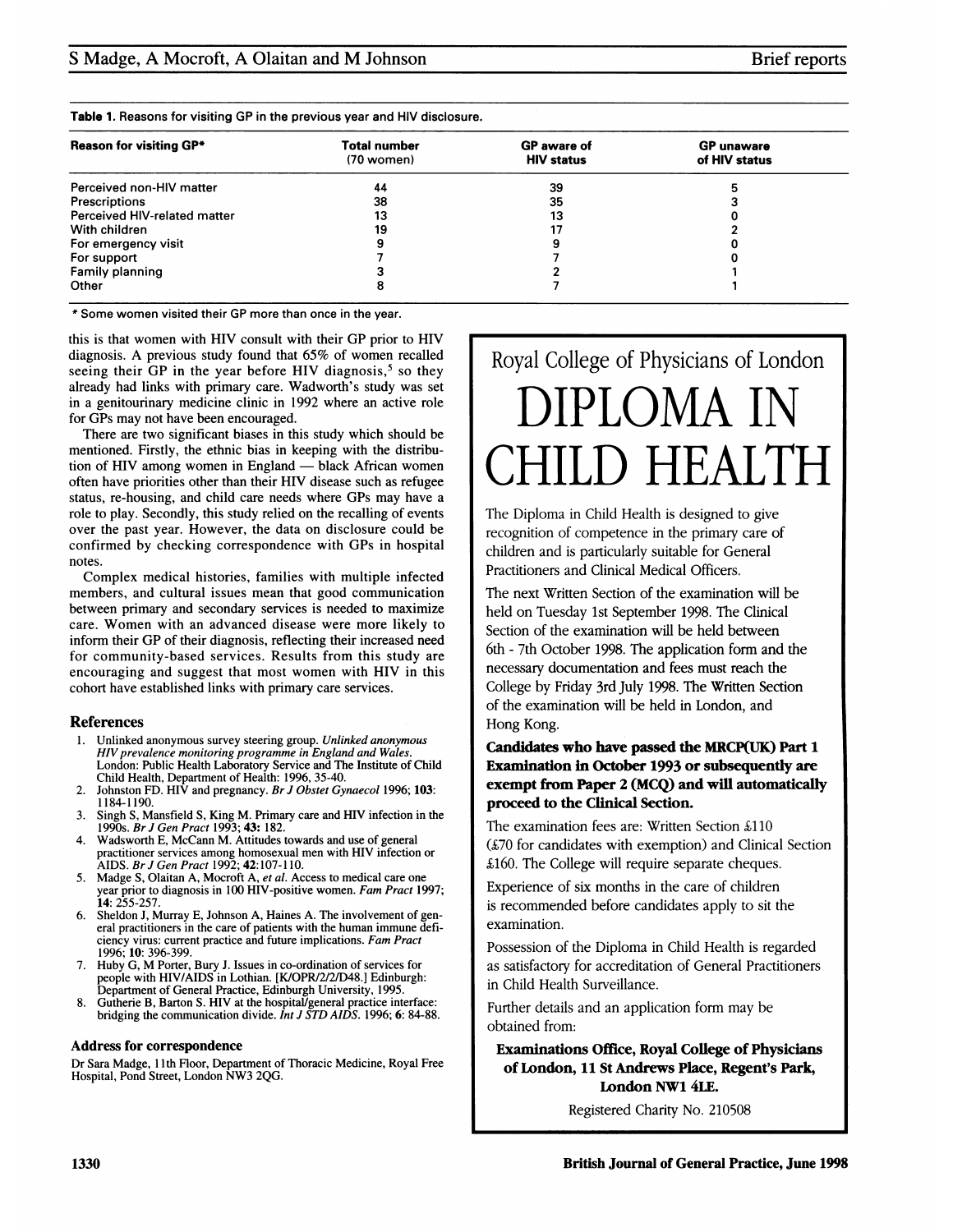**Table 1.** Reasons for visiting GP in the previous year and HIV disclosure.

| Reason for visiting GP* | Total number (70 women) | GP aware of HIV status | GP unaware of HIV status |
|---|---|---|---|
| Perceived non-HIV matter | 44 | 39 | 5 |
| Prescriptions | 38 | 35 | 3 |
| Perceived HIV-related matter | 13 | 13 | 0 |
| With children | 19 | 17 | 2 |
| For emergency visit | 9 | 9 | 0 |
| For support | 7 | 7 | 0 |
| Family planning | 3 | 2 | 1 |
| Other | 8 | 7 | 1 |

\* Some women visited their GP more than once in the year.

this is that women with HIV consult with their GP prior to HIV diagnosis. A previous study found that 65% of women recalled seeing their GP in the year before HIV diagnosis,[5] so they already had links with primary care. Wadworth's study was set in a genitourinary medicine clinic in 1992 where an active role for GPs may not have been encouraged.

There are two significant biases in this study which should be mentioned. Firstly, the ethnic bias in keeping with the distribution of HIV among women in England — black African women often have priorities other than their HIV disease such as refugee status, re-housing, and child care needs where GPs may have a role to play. Secondly, this study relied on the recalling of events over the past year. However, the data on disclosure could be confirmed by checking correspondence with GPs in hospital notes.

Complex medical histories, families with multiple infected members, and cultural issues mean that good communication between primary and secondary services is needed to maximize care. Women with an advanced disease were more likely to inform their GP of their diagnosis, reflecting their increased need for community-based services. Results from this study are encouraging and suggest that most women with HIV in this cohort have established links with primary care services.

## References

1. Unlinked anonymous survey steering group. *Unlinked anonymous HIV prevalence monitoring programme in England and Wales*. London: Public Health Laboratory Service and The Institute of Child Child Health, Department of Health: 1996, 35-40.
2. Johnston FD. HIV and pregnancy. *Br J Obstet Gynaecol* 1996; **103**: 1184-1190.
3. Singh S, Mansfield S, King M. Primary care and HIV infection in the 1990s. *Br J Gen Pract* 1993; **43:** 182.
4. Wadsworth E, McCann M. Attitudes towards and use of general practitioner services among homosexual men with HIV infection or AIDS. *Br J Gen Pract* 1992; **42**:107-110.
5. Madge S, Olaitan A, Mocroft A, *et al.* Access to medical care one year prior to diagnosis in 100 HIV-positive women. *Fam Pract* 1997; **14**: 255-257.
6. Sheldon J, Murray E, Johnson A, Haines A. The involvement of general practitioners in the care of patients with the human immune deficiency virus: current practice and future implications. *Fam Pract* 1996; **10**: 396-399.
7. Huby G, M Porter, Bury J. Issues in co-ordination of services for people with HIV/AIDS in Lothian. [K/OPR/2/2/D48.] Edinburgh: Department of General Practice, Edinburgh University, 1995.
8. Gutherie B, Barton S. HIV at the hospital/general practice interface: bridging the communication divide. *Int J STD AIDS*. 1996; **6**: 84-88.

### Address for correspondence

Dr Sara Madge, 11th Floor, Department of Thoracic Medicine, Royal Free Hospital, Pond Street, London NW3 2QG.

---

Royal College of Physicians of London

# DIPLOMA IN CHILD HEALTH

The Diploma in Child Health is designed to give recognition of competence in the primary care of children and is particularly suitable for General Practitioners and Clinical Medical Officers.

The next Written Section of the examination will be held on Tuesday 1st September 1998. The Clinical Section of the examination will be held between 6th - 7th October 1998. The application form and the necessary documentation and fees must reach the College by Friday 3rd July 1998. The Written Section of the examination will be held in London, and Hong Kong.

**Candidates who have passed the MRCP(UK) Part 1 Examination in October 1993 or subsequently are exempt from Paper 2 (MCQ) and will automatically proceed to the Clinical Section.**

The examination fees are: Written Section £110 (£70 for candidates with exemption) and Clinical Section £160. The College will require separate cheques.

Experience of six months in the care of children is recommended before candidates apply to sit the examination.

Possession of the Diploma in Child Health is regarded as satisfactory for accreditation of General Practitioners in Child Health Surveillance.

Further details and an application form may be obtained from:

**Examinations Office, Royal College of Physicians of London, 11 St Andrews Place, Regent's Park, London NW1 4LE.**

Registered Charity No. 210508